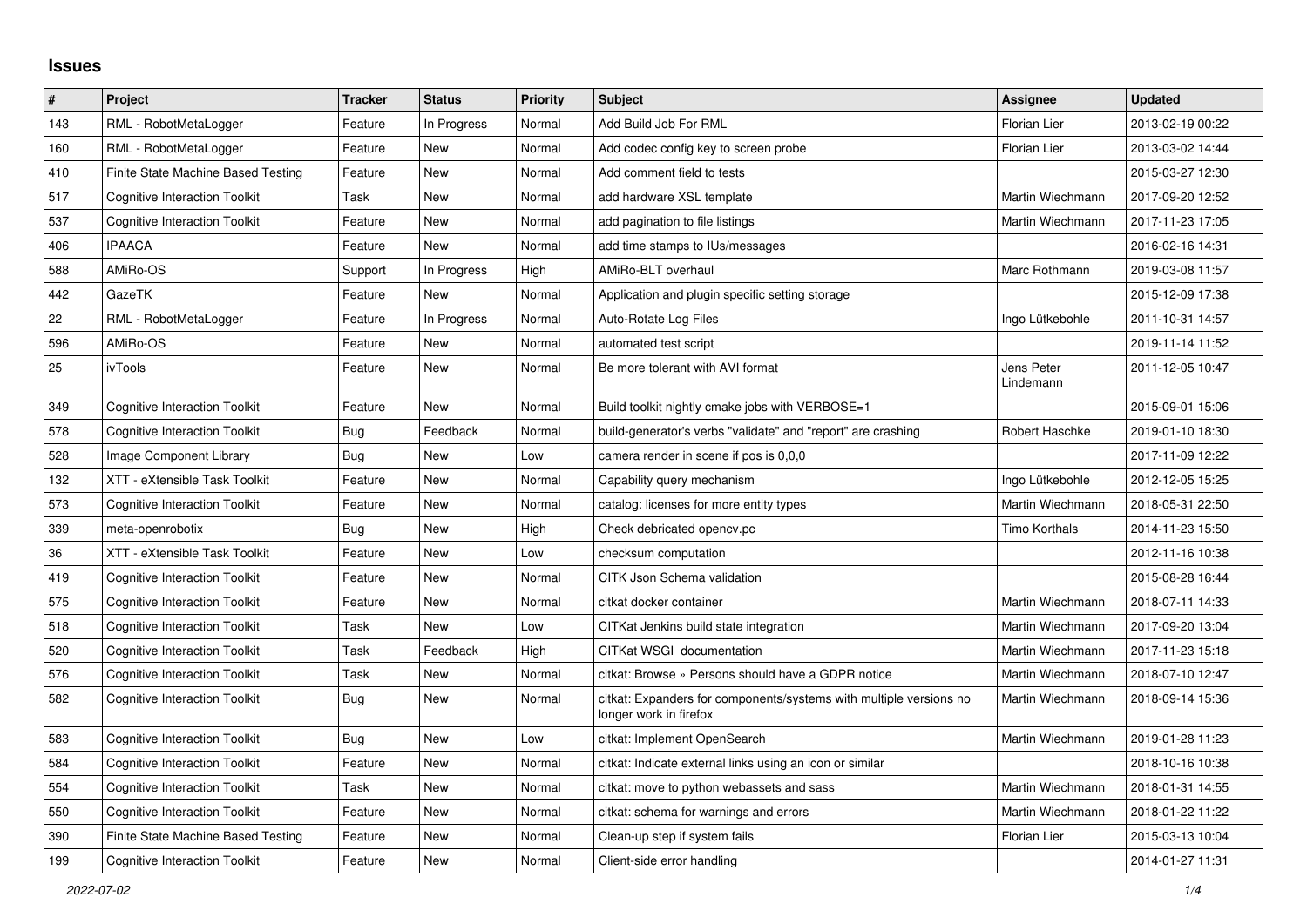## Issues

| # | Project | Tracker | Status | Priority | Subject | Assignee | Updated |
|---|---|---|---|---|---|---|---|
| 143 | RML - RobotMetaLogger | Feature | In Progress | Normal | Add Build Job For RML | Florian Lier | 2013-02-19 00:22 |
| 160 | RML - RobotMetaLogger | Feature | New | Normal | Add codec config key to screen probe | Florian Lier | 2013-03-02 14:44 |
| 410 | Finite State Machine Based Testing | Feature | New | Normal | Add comment field to tests | | 2015-03-27 12:30 |
| 517 | Cognitive Interaction Toolkit | Task | New | Normal | add hardware XSL template | Martin Wiechmann | 2017-09-20 12:52 |
| 537 | Cognitive Interaction Toolkit | Feature | New | Normal | add pagination to file listings | Martin Wiechmann | 2017-11-23 17:05 |
| 406 | IPAACA | Feature | New | Normal | add time stamps to IUs/messages | | 2016-02-16 14:31 |
| 588 | AMiRo-OS | Support | In Progress | High | AMiRo-BLT overhaul | Marc Rothmann | 2019-03-08 11:57 |
| 442 | GazeTK | Feature | New | Normal | Application and plugin specific setting storage | | 2015-12-09 17:38 |
| 22 | RML - RobotMetaLogger | Feature | In Progress | Normal | Auto-Rotate Log Files | Ingo Lütkebohle | 2011-10-31 14:57 |
| 596 | AMiRo-OS | Feature | New | Normal | automated test script | | 2019-11-14 11:52 |
| 25 | ivTools | Feature | New | Normal | Be more tolerant with AVI format | Jens Peter Lindemann | 2011-12-05 10:47 |
| 349 | Cognitive Interaction Toolkit | Feature | New | Normal | Build toolkit nightly cmake jobs with VERBOSE=1 | | 2015-09-01 15:06 |
| 578 | Cognitive Interaction Toolkit | Bug | Feedback | Normal | build-generator's verbs "validate" and "report" are crashing | Robert Haschke | 2019-01-10 18:30 |
| 528 | Image Component Library | Bug | New | Low | camera render in scene if pos is 0,0,0 | | 2017-11-09 12:22 |
| 132 | XTT - eXtensible Task Toolkit | Feature | New | Normal | Capability query mechanism | Ingo Lütkebohle | 2012-12-05 15:25 |
| 573 | Cognitive Interaction Toolkit | Feature | New | Normal | catalog: licenses for more entity types | Martin Wiechmann | 2018-05-31 22:50 |
| 339 | meta-openrobotix | Bug | New | High | Check debricated opencv.pc | Timo Korthals | 2014-11-23 15:50 |
| 36 | XTT - eXtensible Task Toolkit | Feature | New | Low | checksum computation | | 2012-11-16 10:38 |
| 419 | Cognitive Interaction Toolkit | Feature | New | Normal | CITK Json Schema validation | | 2015-08-28 16:44 |
| 575 | Cognitive Interaction Toolkit | Feature | New | Normal | citkat docker container | Martin Wiechmann | 2018-07-11 14:33 |
| 518 | Cognitive Interaction Toolkit | Task | New | Low | CITKat Jenkins build state integration | Martin Wiechmann | 2017-09-20 13:04 |
| 520 | Cognitive Interaction Toolkit | Task | Feedback | High | CITKat WSGI documentation | Martin Wiechmann | 2017-11-23 15:18 |
| 576 | Cognitive Interaction Toolkit | Task | New | Normal | citkat: Browse » Persons should have a GDPR notice | Martin Wiechmann | 2018-07-10 12:47 |
| 582 | Cognitive Interaction Toolkit | Bug | New | Normal | citkat: Expanders for components/systems with multiple versions no longer work in firefox | Martin Wiechmann | 2018-09-14 15:36 |
| 583 | Cognitive Interaction Toolkit | Bug | New | Low | citkat: Implement OpenSearch | Martin Wiechmann | 2019-01-28 11:23 |
| 584 | Cognitive Interaction Toolkit | Feature | New | Normal | citkat: Indicate external links using an icon or similar | | 2018-10-16 10:38 |
| 554 | Cognitive Interaction Toolkit | Task | New | Normal | citkat: move to python webassets and sass | Martin Wiechmann | 2018-01-31 14:55 |
| 550 | Cognitive Interaction Toolkit | Feature | New | Normal | citkat: schema for warnings and errors | Martin Wiechmann | 2018-01-22 11:22 |
| 390 | Finite State Machine Based Testing | Feature | New | Normal | Clean-up step if system fails | Florian Lier | 2015-03-13 10:04 |
| 199 | Cognitive Interaction Toolkit | Feature | New | Normal | Client-side error handling | | 2014-01-27 11:31 |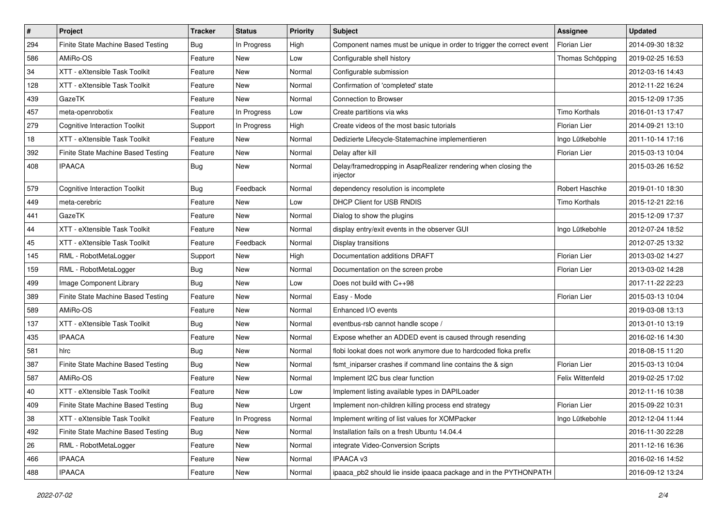| # | Project | Tracker | Status | Priority | Subject | Assignee | Updated |
|---|---|---|---|---|---|---|---|
| 294 | Finite State Machine Based Testing | Bug | In Progress | High | Component names must be unique in order to trigger the correct event | Florian Lier | 2014-09-30 18:32 |
| 586 | AMiRo-OS | Feature | New | Low | Configurable shell history | Thomas Schöpping | 2019-02-25 16:53 |
| 34 | XTT - eXtensible Task Toolkit | Feature | New | Normal | Configurable submission | | 2012-03-16 14:43 |
| 128 | XTT - eXtensible Task Toolkit | Feature | New | Normal | Confirmation of 'completed' state | | 2012-11-22 16:24 |
| 439 | GazeTK | Feature | New | Normal | Connection to Browser | | 2015-12-09 17:35 |
| 457 | meta-openrobotix | Feature | In Progress | Low | Create partitions via wks | Timo Korthals | 2016-01-13 17:47 |
| 279 | Cognitive Interaction Toolkit | Support | In Progress | High | Create videos of the most basic tutorials | Florian Lier | 2014-09-21 13:10 |
| 18 | XTT - eXtensible Task Toolkit | Feature | New | Normal | Dedizierte Lifecycle-Statemachine implementieren | Ingo Lütkebohle | 2011-10-14 17:16 |
| 392 | Finite State Machine Based Testing | Feature | New | Normal | Delay after kill | Florian Lier | 2015-03-13 10:04 |
| 408 | IPAACA | Bug | New | Normal | Delay/framedropping in AsapRealizer rendering when closing the injector | | 2015-03-26 16:52 |
| 579 | Cognitive Interaction Toolkit | Bug | Feedback | Normal | dependency resolution is incomplete | Robert Haschke | 2019-01-10 18:30 |
| 449 | meta-cerebric | Feature | New | Low | DHCP Client for USB RNDIS | Timo Korthals | 2015-12-21 22:16 |
| 441 | GazeTK | Feature | New | Normal | Dialog to show the plugins | | 2015-12-09 17:37 |
| 44 | XTT - eXtensible Task Toolkit | Feature | New | Normal | display entry/exit events in the observer GUI | Ingo Lütkebohle | 2012-07-24 18:52 |
| 45 | XTT - eXtensible Task Toolkit | Feature | Feedback | Normal | Display transitions | | 2012-07-25 13:32 |
| 145 | RML - RobotMetaLogger | Support | New | High | Documentation additions DRAFT | Florian Lier | 2013-03-02 14:27 |
| 159 | RML - RobotMetaLogger | Bug | New | Normal | Documentation on the screen probe | Florian Lier | 2013-03-02 14:28 |
| 499 | Image Component Library | Bug | New | Low | Does not build with C++98 | | 2017-11-22 22:23 |
| 389 | Finite State Machine Based Testing | Feature | New | Normal | Easy - Mode | Florian Lier | 2015-03-13 10:04 |
| 589 | AMiRo-OS | Feature | New | Normal | Enhanced I/O events | | 2019-03-08 13:13 |
| 137 | XTT - eXtensible Task Toolkit | Bug | New | Normal | eventbus-rsb cannot handle scope / | | 2013-01-10 13:19 |
| 435 | IPAACA | Feature | New | Normal | Expose whether an ADDED event is caused through resending | | 2016-02-16 14:30 |
| 581 | hlrc | Bug | New | Normal | flobi lookat does not work anymore due to hardcoded floka prefix | | 2018-08-15 11:20 |
| 387 | Finite State Machine Based Testing | Bug | New | Normal | fsmt_iniparser crashes if command line contains the & sign | Florian Lier | 2015-03-13 10:04 |
| 587 | AMiRo-OS | Feature | New | Normal | Implement I2C bus clear function | Felix Wittenfeld | 2019-02-25 17:02 |
| 40 | XTT - eXtensible Task Toolkit | Feature | New | Low | Implement listing available types in DAPILoader | | 2012-11-16 10:38 |
| 409 | Finite State Machine Based Testing | Bug | New | Urgent | Implement non-children killing process end strategy | Florian Lier | 2015-09-22 10:31 |
| 38 | XTT - eXtensible Task Toolkit | Feature | In Progress | Normal | Implement writing of list values for XOMPacker | Ingo Lütkebohle | 2012-12-04 11:44 |
| 492 | Finite State Machine Based Testing | Bug | New | Normal | Installation fails on a fresh Ubuntu 14.04.4 | | 2016-11-30 22:28 |
| 26 | RML - RobotMetaLogger | Feature | New | Normal | integrate Video-Conversion Scripts | | 2011-12-16 16:36 |
| 466 | IPAACA | Feature | New | Normal | IPAACA v3 | | 2016-02-16 14:52 |
| 488 | IPAACA | Feature | New | Normal | ipaaca_pb2 should lie inside ipaaca package and in the PYTHONPATH | | 2016-09-12 13:24 |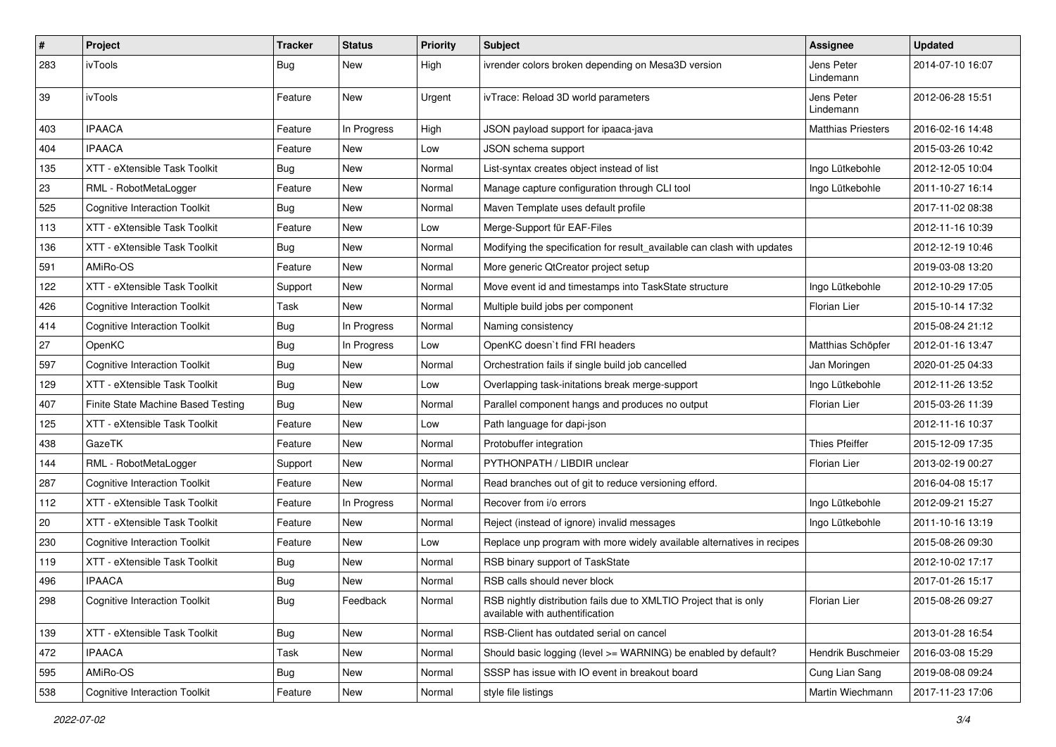| # | Project | Tracker | Status | Priority | Subject | Assignee | Updated |
|---|---|---|---|---|---|---|---|
| 283 | ivTools | Bug | New | High | ivrender colors broken depending on Mesa3D version | Jens Peter Lindemann | 2014-07-10 16:07 |
| 39 | ivTools | Feature | New | Urgent | ivTrace: Reload 3D world parameters | Jens Peter Lindemann | 2012-06-28 15:51 |
| 403 | IPAACA | Feature | In Progress | High | JSON payload support for ipaaca-java | Matthias Priesters | 2016-02-16 14:48 |
| 404 | IPAACA | Feature | New | Low | JSON schema support | | 2015-03-26 10:42 |
| 135 | XTT - eXtensible Task Toolkit | Bug | New | Normal | List-syntax creates object instead of list | Ingo Lütkebohle | 2012-12-05 10:04 |
| 23 | RML - RobotMetaLogger | Feature | New | Normal | Manage capture configuration through CLI tool | Ingo Lütkebohle | 2011-10-27 16:14 |
| 525 | Cognitive Interaction Toolkit | Bug | New | Normal | Maven Template uses default profile | | 2017-11-02 08:38 |
| 113 | XTT - eXtensible Task Toolkit | Feature | New | Low | Merge-Support für EAF-Files | | 2012-11-16 10:39 |
| 136 | XTT - eXtensible Task Toolkit | Bug | New | Normal | Modifying the specification for result_available can clash with updates | | 2012-12-19 10:46 |
| 591 | AMiRo-OS | Feature | New | Normal | More generic QtCreator project setup | | 2019-03-08 13:20 |
| 122 | XTT - eXtensible Task Toolkit | Support | New | Normal | Move event id and timestamps into TaskState structure | Ingo Lütkebohle | 2012-10-29 17:05 |
| 426 | Cognitive Interaction Toolkit | Task | New | Normal | Multiple build jobs per component | Florian Lier | 2015-10-14 17:32 |
| 414 | Cognitive Interaction Toolkit | Bug | In Progress | Normal | Naming consistency | | 2015-08-24 21:12 |
| 27 | OpenKC | Bug | In Progress | Low | OpenKC doesn`t find FRI headers | Matthias Schöpfer | 2012-01-16 13:47 |
| 597 | Cognitive Interaction Toolkit | Bug | New | Normal | Orchestration fails if single build job cancelled | Jan Moringen | 2020-01-25 04:33 |
| 129 | XTT - eXtensible Task Toolkit | Bug | New | Low | Overlapping task-initations break merge-support | Ingo Lütkebohle | 2012-11-26 13:52 |
| 407 | Finite State Machine Based Testing | Bug | New | Normal | Parallel component hangs and produces no output | Florian Lier | 2015-03-26 11:39 |
| 125 | XTT - eXtensible Task Toolkit | Feature | New | Low | Path language for dapi-json | | 2012-11-16 10:37 |
| 438 | GazeTK | Feature | New | Normal | Protobuffer integration | Thies Pfeiffer | 2015-12-09 17:35 |
| 144 | RML - RobotMetaLogger | Support | New | Normal | PYTHONPATH / LIBDIR unclear | Florian Lier | 2013-02-19 00:27 |
| 287 | Cognitive Interaction Toolkit | Feature | New | Normal | Read branches out of git to reduce versioning efford. | | 2016-04-08 15:17 |
| 112 | XTT - eXtensible Task Toolkit | Feature | In Progress | Normal | Recover from i/o errors | Ingo Lütkebohle | 2012-09-21 15:27 |
| 20 | XTT - eXtensible Task Toolkit | Feature | New | Normal | Reject (instead of ignore) invalid messages | Ingo Lütkebohle | 2011-10-16 13:19 |
| 230 | Cognitive Interaction Toolkit | Feature | New | Low | Replace unp program with more widely available alternatives in recipes | | 2015-08-26 09:30 |
| 119 | XTT - eXtensible Task Toolkit | Bug | New | Normal | RSB binary support of TaskState | | 2012-10-02 17:17 |
| 496 | IPAACA | Bug | New | Normal | RSB calls should never block | | 2017-01-26 15:17 |
| 298 | Cognitive Interaction Toolkit | Bug | Feedback | Normal | RSB nightly distribution fails due to XMLTIO Project that is only available with authentification | Florian Lier | 2015-08-26 09:27 |
| 139 | XTT - eXtensible Task Toolkit | Bug | New | Normal | RSB-Client has outdated serial on cancel | | 2013-01-28 16:54 |
| 472 | IPAACA | Task | New | Normal | Should basic logging (level >= WARNING) be enabled by default? | Hendrik Buschmeier | 2016-03-08 15:29 |
| 595 | AMiRo-OS | Bug | New | Normal | SSSP has issue with IO event in breakout board | Cung Lian Sang | 2019-08-08 09:24 |
| 538 | Cognitive Interaction Toolkit | Feature | New | Normal | style file listings | Martin Wiechmann | 2017-11-23 17:06 |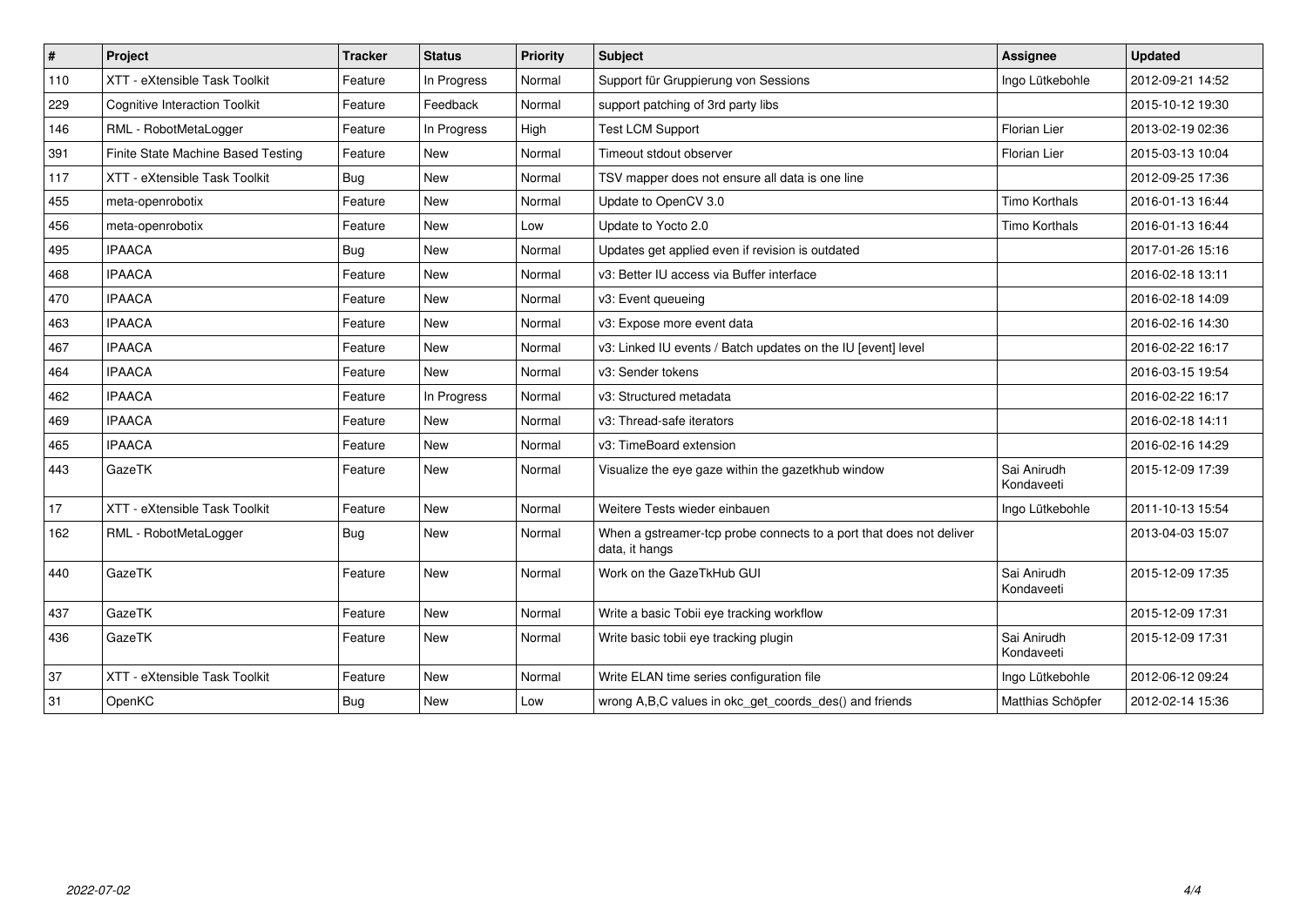| # | Project | Tracker | Status | Priority | Subject | Assignee | Updated |
|---|---|---|---|---|---|---|---|
| 110 | XTT - eXtensible Task Toolkit | Feature | In Progress | Normal | Support für Gruppierung von Sessions | Ingo Lütkebohle | 2012-09-21 14:52 |
| 229 | Cognitive Interaction Toolkit | Feature | Feedback | Normal | support patching of 3rd party libs | | 2015-10-12 19:30 |
| 146 | RML - RobotMetaLogger | Feature | In Progress | High | Test LCM Support | Florian Lier | 2013-02-19 02:36 |
| 391 | Finite State Machine Based Testing | Feature | New | Normal | Timeout stdout observer | Florian Lier | 2015-03-13 10:04 |
| 117 | XTT - eXtensible Task Toolkit | Bug | New | Normal | TSV mapper does not ensure all data is one line | | 2012-09-25 17:36 |
| 455 | meta-openrobotix | Feature | New | Normal | Update to OpenCV 3.0 | Timo Korthals | 2016-01-13 16:44 |
| 456 | meta-openrobotix | Feature | New | Low | Update to Yocto 2.0 | Timo Korthals | 2016-01-13 16:44 |
| 495 | IPAACA | Bug | New | Normal | Updates get applied even if revision is outdated | | 2017-01-26 15:16 |
| 468 | IPAACA | Feature | New | Normal | v3: Better IU access via Buffer interface | | 2016-02-18 13:11 |
| 470 | IPAACA | Feature | New | Normal | v3: Event queueing | | 2016-02-18 14:09 |
| 463 | IPAACA | Feature | New | Normal | v3: Expose more event data | | 2016-02-16 14:30 |
| 467 | IPAACA | Feature | New | Normal | v3: Linked IU events / Batch updates on the IU [event] level | | 2016-02-22 16:17 |
| 464 | IPAACA | Feature | New | Normal | v3: Sender tokens | | 2016-03-15 19:54 |
| 462 | IPAACA | Feature | In Progress | Normal | v3: Structured metadata | | 2016-02-22 16:17 |
| 469 | IPAACA | Feature | New | Normal | v3: Thread-safe iterators | | 2016-02-18 14:11 |
| 465 | IPAACA | Feature | New | Normal | v3: TimeBoard extension | | 2016-02-16 14:29 |
| 443 | GazeTK | Feature | New | Normal | Visualize the eye gaze within the gazetkhub window | Sai Anirudh Kondaveeti | 2015-12-09 17:39 |
| 17 | XTT - eXtensible Task Toolkit | Feature | New | Normal | Weitere Tests wieder einbauen | Ingo Lütkebohle | 2011-10-13 15:54 |
| 162 | RML - RobotMetaLogger | Bug | New | Normal | When a gstreamer-tcp probe connects to a port that does not deliver data, it hangs | | 2013-04-03 15:07 |
| 440 | GazeTK | Feature | New | Normal | Work on the GazeTkHub GUI | Sai Anirudh Kondaveeti | 2015-12-09 17:35 |
| 437 | GazeTK | Feature | New | Normal | Write a basic Tobii eye tracking workflow | | 2015-12-09 17:31 |
| 436 | GazeTK | Feature | New | Normal | Write basic tobii eye tracking plugin | Sai Anirudh Kondaveeti | 2015-12-09 17:31 |
| 37 | XTT - eXtensible Task Toolkit | Feature | New | Normal | Write ELAN time series configuration file | Ingo Lütkebohle | 2012-06-12 09:24 |
| 31 | OpenKC | Bug | New | Low | wrong A,B,C values in okc_get_coords_des() and friends | Matthias Schöpfer | 2012-02-14 15:36 |